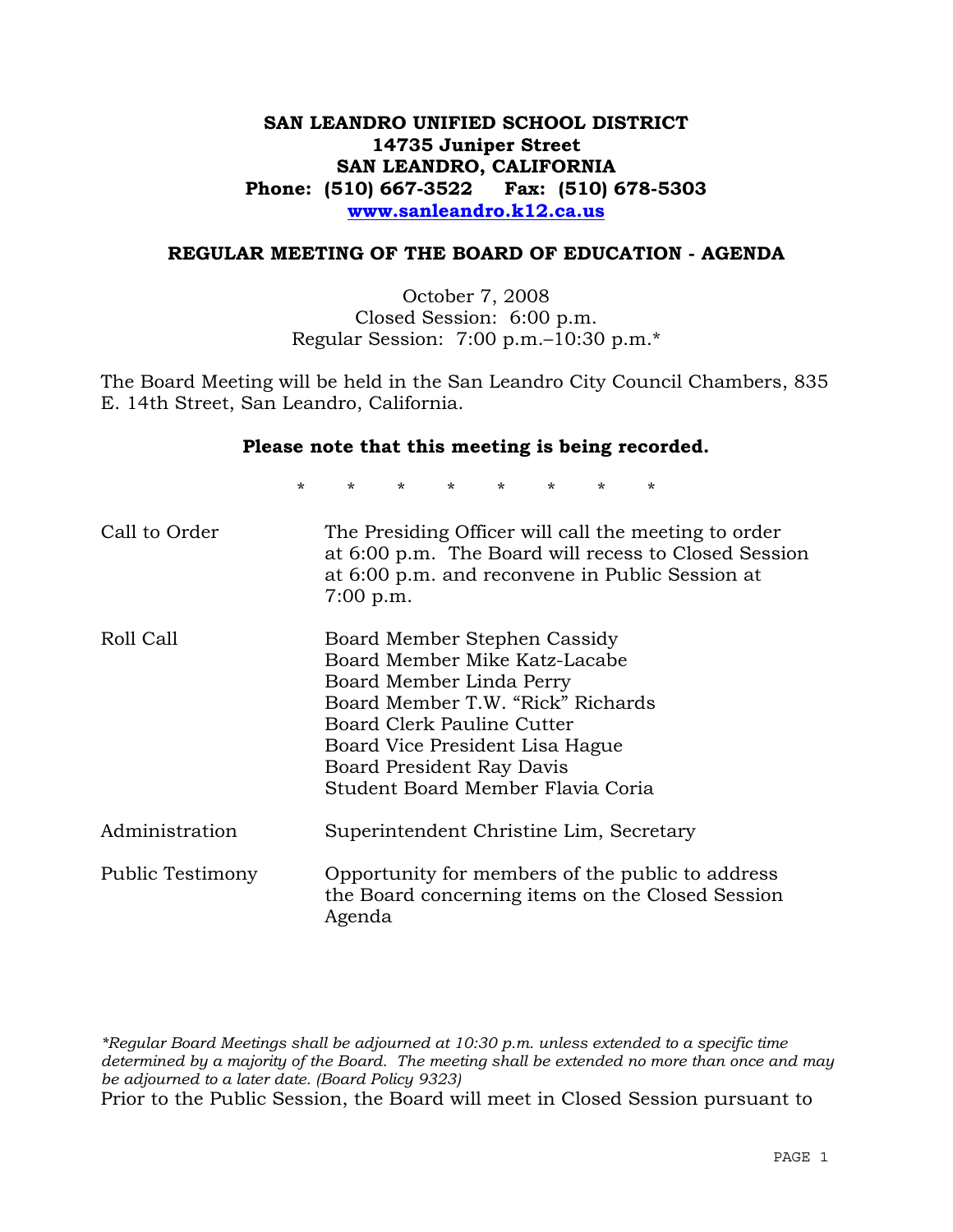**SAN LEANDRO UNIFIED SCHOOL DISTRICT**
**14735 Juniper Street**
**SAN LEANDRO, CALIFORNIA**
**Phone: (510) 667-3522 Fax: (510) 678-5303**
**www.sanleandro.k12.ca.us**

## REGULAR MEETING OF THE BOARD OF EDUCATION - AGENDA

October 7, 2008
Closed Session: 6:00 p.m.
Regular Session: 7:00 p.m.–10:30 p.m.*

The Board Meeting will be held in the San Leandro City Council Chambers, 835 E. 14th Street, San Leandro, California.

**Please note that this meeting is being recorded.**

\* \* \* \* \* \* \* \*

| | |
|---|---|
| Call to Order | The Presiding Officer will call the meeting to order at 6:00 p.m. The Board will recess to Closed Session at 6:00 p.m. and reconvene in Public Session at 7:00 p.m. |
| Roll Call | Board Member Stephen Cassidy<br>Board Member Mike Katz-Lacabe<br>Board Member Linda Perry<br>Board Member T.W. "Rick" Richards<br>Board Clerk Pauline Cutter<br>Board Vice President Lisa Hague<br>Board President Ray Davis<br>Student Board Member Flavia Coria |
| Administration | Superintendent Christine Lim, Secretary |
| Public Testimony | Opportunity for members of the public to address the Board concerning items on the Closed Session Agenda |

*\*Regular Board Meetings shall be adjourned at 10:30 p.m. unless extended to a specific time determined by a majority of the Board. The meeting shall be extended no more than once and may be adjourned to a later date. (Board Policy 9323)*

Prior to the Public Session, the Board will meet in Closed Session pursuant to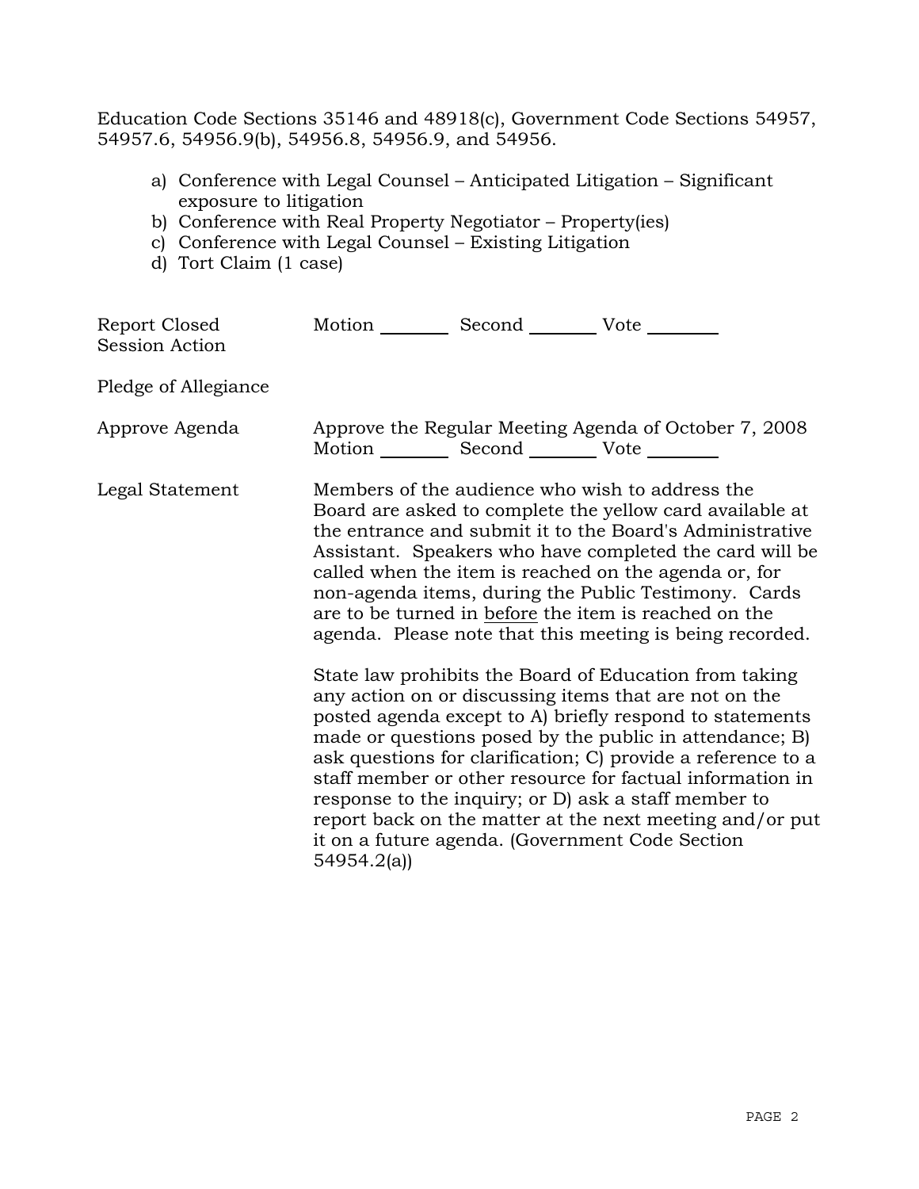Education Code Sections 35146 and 48918(c), Government Code Sections 54957, 54957.6, 54956.9(b), 54956.8, 54956.9, and 54956.

a) Conference with Legal Counsel – Anticipated Litigation – Significant exposure to litigation
b) Conference with Real Property Negotiator – Property(ies)
c) Conference with Legal Counsel – Existing Litigation
d) Tort Claim (1 case)

| | |
|---|---|
| Report Closed Session Action | Motion ________ Second ________ Vote ________ |
| Pledge of Allegiance | |
| Approve Agenda | Approve the Regular Meeting Agenda of October 7, 2008<br>Motion ________ Second ________ Vote ________ |
| Legal Statement | Members of the audience who wish to address the Board are asked to complete the yellow card available at the entrance and submit it to the Board's Administrative Assistant. Speakers who have completed the card will be called when the item is reached on the agenda or, for non-agenda items, during the Public Testimony. Cards are to be turned in <u>before</u> the item is reached on the agenda. Please note that this meeting is being recorded.<br><br>State law prohibits the Board of Education from taking any action on or discussing items that are not on the posted agenda except to A) briefly respond to statements made or questions posed by the public in attendance; B) ask questions for clarification; C) provide a reference to a staff member or other resource for factual information in response to the inquiry; or D) ask a staff member to report back on the matter at the next meeting and/or put it on a future agenda. (Government Code Section 54954.2(a)) |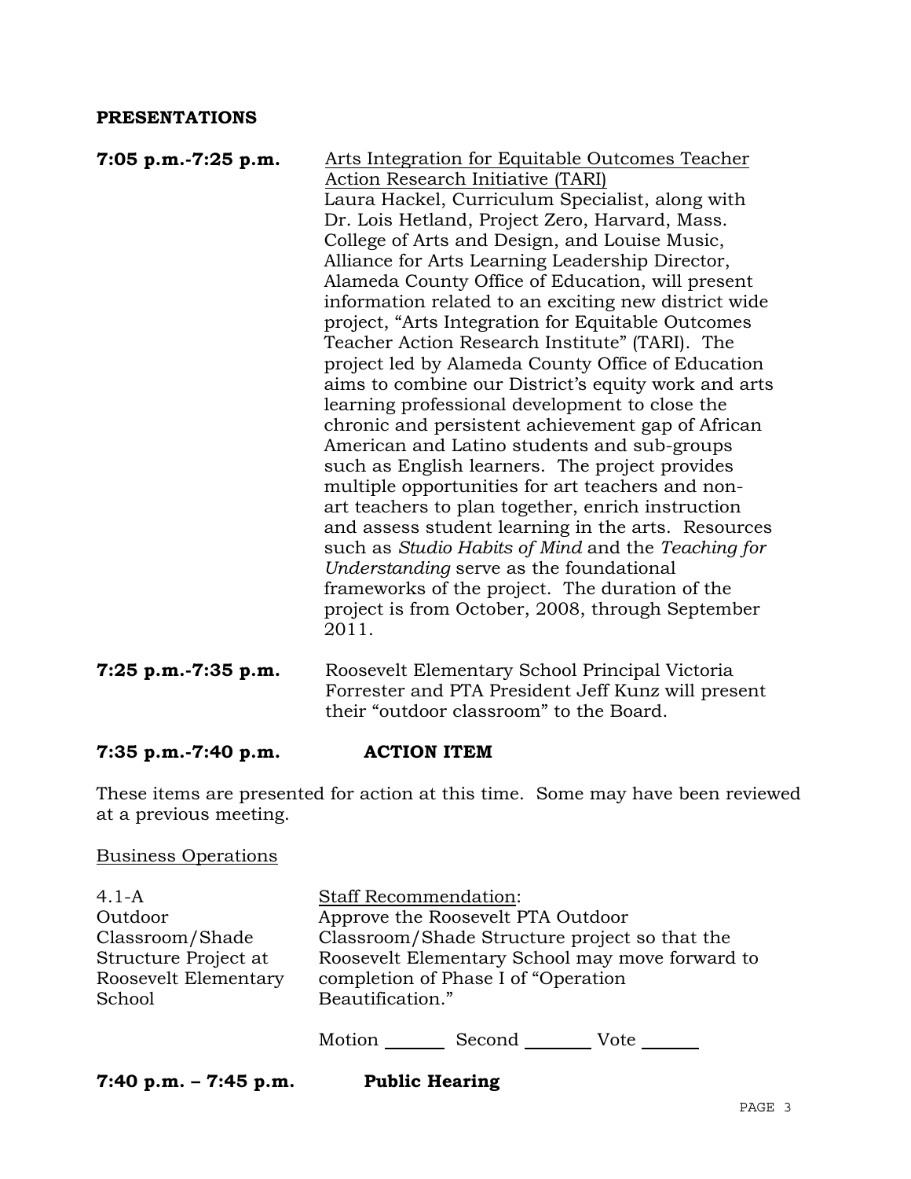## PRESENTATIONS

**7:05 p.m.-7:25 p.m.** Arts Integration for Equitable Outcomes Teacher Action Research Initiative (TARI)

Laura Hackel, Curriculum Specialist, along with Dr. Lois Hetland, Project Zero, Harvard, Mass. College of Arts and Design, and Louise Music, Alliance for Arts Learning Leadership Director, Alameda County Office of Education, will present information related to an exciting new district wide project, "Arts Integration for Equitable Outcomes Teacher Action Research Institute" (TARI). The project led by Alameda County Office of Education aims to combine our District's equity work and arts learning professional development to close the chronic and persistent achievement gap of African American and Latino students and sub-groups such as English learners. The project provides multiple opportunities for art teachers and non-art teachers to plan together, enrich instruction and assess student learning in the arts. Resources such as *Studio Habits of Mind* and the *Teaching for Understanding* serve as the foundational frameworks of the project. The duration of the project is from October, 2008, through September 2011.

**7:25 p.m.-7:35 p.m.** Roosevelt Elementary School Principal Victoria Forrester and PTA President Jeff Kunz will present their "outdoor classroom" to the Board.

**7:35 p.m.-7:40 p.m.** **ACTION ITEM**

These items are presented for action at this time. Some may have been reviewed at a previous meeting.

Business Operations

4.1-A Outdoor Classroom/Shade Structure Project at Roosevelt Elementary School

Staff Recommendation:
Approve the Roosevelt PTA Outdoor Classroom/Shade Structure project so that the Roosevelt Elementary School may move forward to completion of Phase I of "Operation Beautification."

Motion _______ Second _______ Vote _______

**7:40 p.m. – 7:45 p.m.** **Public Hearing**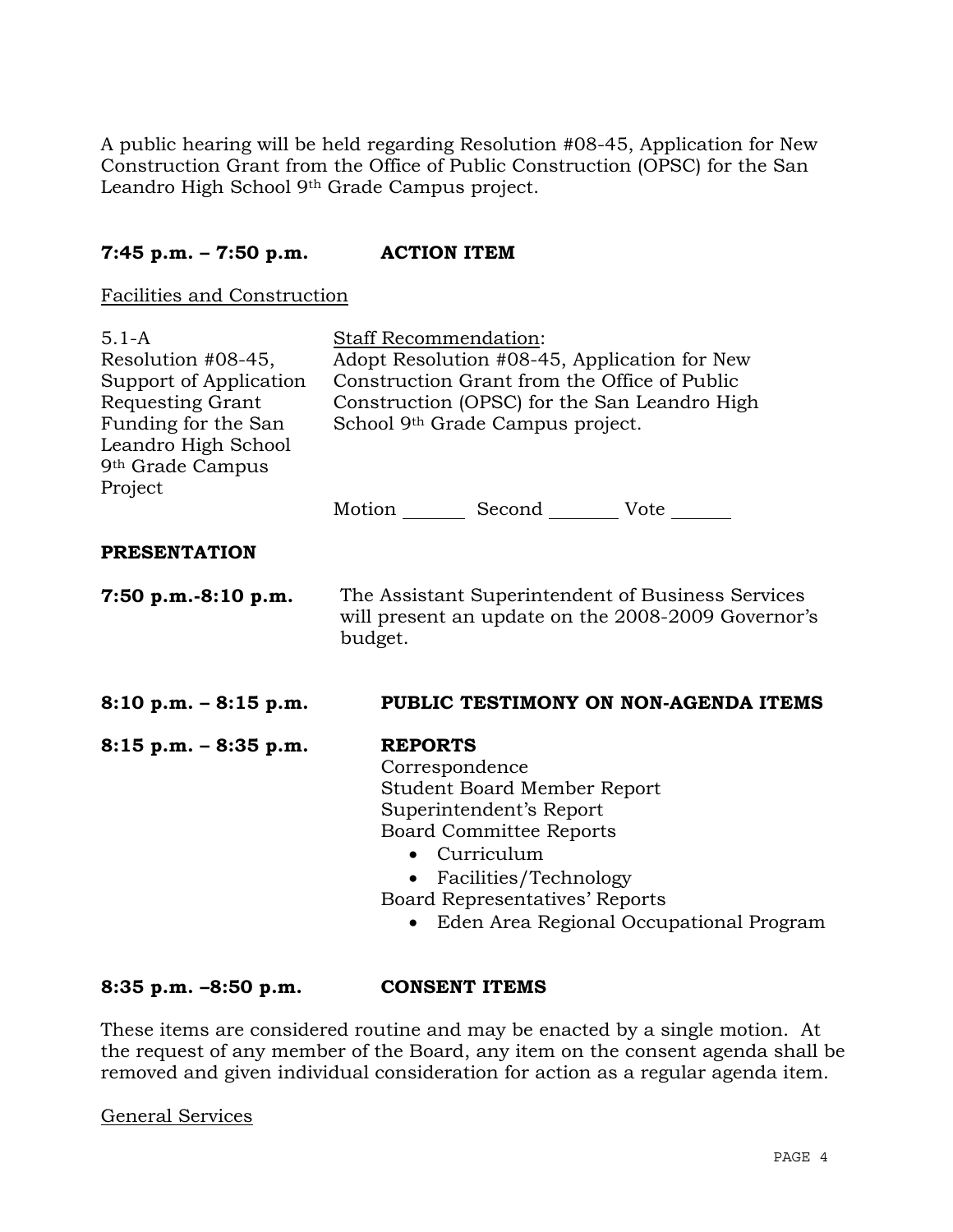A public hearing will be held regarding Resolution #08-45, Application for New Construction Grant from the Office of Public Construction (OPSC) for the San Leandro High School 9th Grade Campus project.

**7:45 p.m. – 7:50 p.m. ACTION ITEM**

Facilities and Construction

| | |
|---|---|
| 5.1-A<br>Resolution #08-45, Support of Application Requesting Grant Funding for the San Leandro High School 9th Grade Campus Project | Staff Recommendation:<br>Adopt Resolution #08-45, Application for New Construction Grant from the Office of Public Construction (OPSC) for the San Leandro High School 9th Grade Campus project.<br><br>Motion _______ Second _______ Vote ______ |

**PRESENTATION**

**7:50 p.m.-8:10 p.m.** The Assistant Superintendent of Business Services will present an update on the 2008-2009 Governor's budget.

**8:10 p.m. – 8:15 p.m. PUBLIC TESTIMONY ON NON-AGENDA ITEMS**

**8:15 p.m. – 8:35 p.m. REPORTS**

Correspondence
Student Board Member Report
Superintendent's Report
Board Committee Reports

- Curriculum
- Facilities/Technology

Board Representatives' Reports

- Eden Area Regional Occupational Program

**8:35 p.m. –8:50 p.m. CONSENT ITEMS**

These items are considered routine and may be enacted by a single motion. At the request of any member of the Board, any item on the consent agenda shall be removed and given individual consideration for action as a regular agenda item.

General Services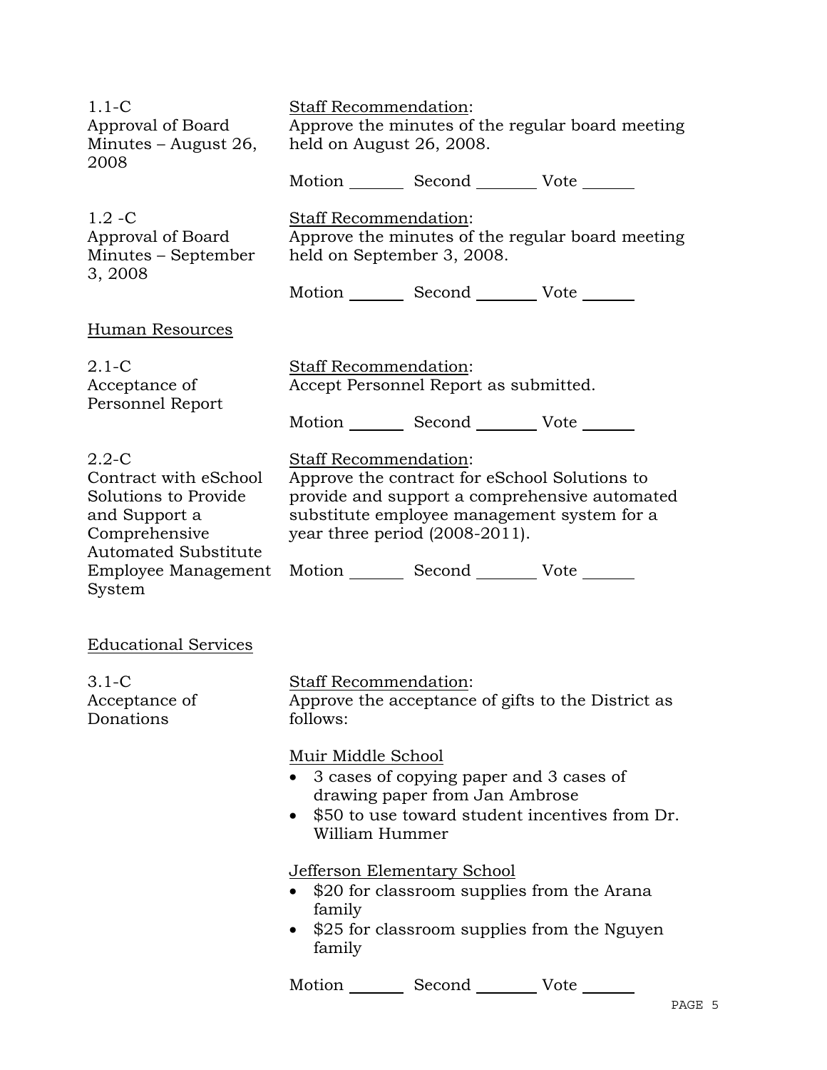1.1-C
Approval of Board Minutes – August 26, 2008

Staff Recommendation:
Approve the minutes of the regular board meeting held on August 26, 2008.

Motion _______ Second _______ Vote _______

1.2 -C
Approval of Board Minutes – September 3, 2008

Staff Recommendation:
Approve the minutes of the regular board meeting held on September 3, 2008.

Motion _______ Second _______ Vote _______

Human Resources

2.1-C
Acceptance of Personnel Report

Staff Recommendation:
Accept Personnel Report as submitted.

Motion _______ Second _______ Vote _______

2.2-C
Contract with eSchool Solutions to Provide and Support a Comprehensive Automated Substitute Employee Management System

Staff Recommendation:
Approve the contract for eSchool Solutions to provide and support a comprehensive automated substitute employee management system for a year three period (2008-2011).

Motion _______ Second _______ Vote _______

Educational Services

3.1-C
Acceptance of Donations

Staff Recommendation:
Approve the acceptance of gifts to the District as follows:

Muir Middle School

- 3 cases of copying paper and 3 cases of drawing paper from Jan Ambrose
- $50 to use toward student incentives from Dr. William Hummer

Jefferson Elementary School

- $20 for classroom supplies from the Arana family
- $25 for classroom supplies from the Nguyen family

Motion _______ Second _______ Vote _______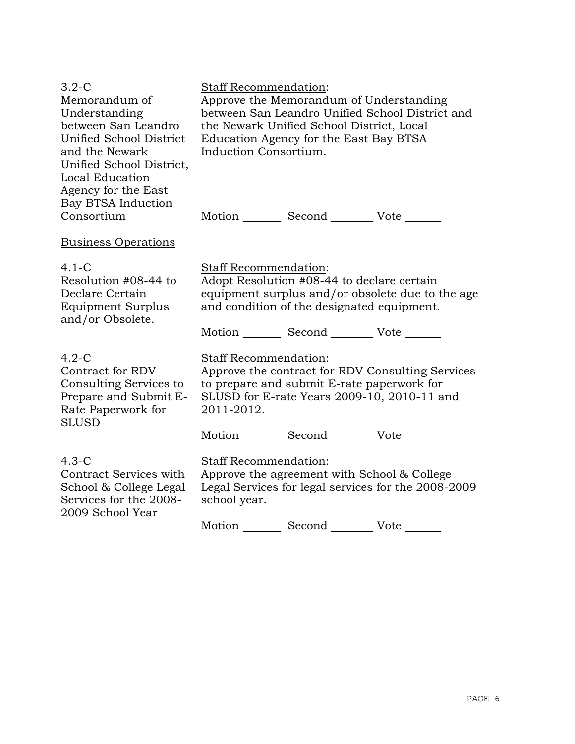3.2-C
Memorandum of Understanding between San Leandro Unified School District and the Newark Unified School District, Local Education Agency for the East Bay BTSA Induction Consortium

Staff Recommendation:
Approve the Memorandum of Understanding between San Leandro Unified School District and the Newark Unified School District, Local Education Agency for the East Bay BTSA Induction Consortium.

Motion _______ Second _______ Vote _______

Business Operations

4.1-C
Resolution #08-44 to Declare Certain Equipment Surplus and/or Obsolete.

Staff Recommendation:
Adopt Resolution #08-44 to declare certain equipment surplus and/or obsolete due to the age and condition of the designated equipment.

Motion _______ Second _______ Vote _______

4.2-C
Contract for RDV Consulting Services to Prepare and Submit E-Rate Paperwork for SLUSD

Staff Recommendation:
Approve the contract for RDV Consulting Services to prepare and submit E-rate paperwork for SLUSD for E-rate Years 2009-10, 2010-11 and 2011-2012.

Motion _______ Second _______ Vote _______

4.3-C
Contract Services with School & College Legal Services for the 2008-2009 School Year

Staff Recommendation:
Approve the agreement with School & College Legal Services for legal services for the 2008-2009 school year.

Motion _______ Second _______ Vote _______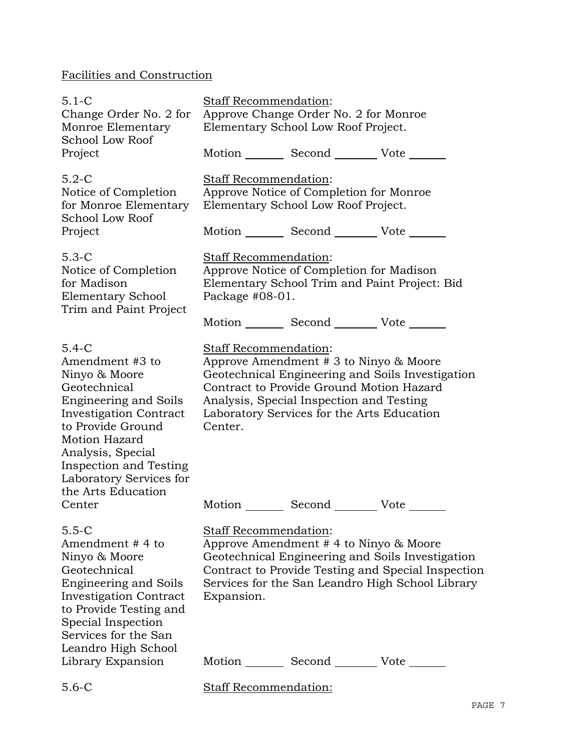Facilities and Construction

| | |
|---|---|
| 5.1-C<br>Change Order No. 2 for Monroe Elementary School Low Roof Project | Staff Recommendation:<br>Approve Change Order No. 2 for Monroe Elementary School Low Roof Project.<br><br>Motion _______ Second _______ Vote _______ |
| 5.2-C<br>Notice of Completion for Monroe Elementary School Low Roof Project | Staff Recommendation:<br>Approve Notice of Completion for Monroe Elementary School Low Roof Project.<br><br>Motion _______ Second _______ Vote _______ |
| 5.3-C<br>Notice of Completion for Madison Elementary School Trim and Paint Project | Staff Recommendation:<br>Approve Notice of Completion for Madison Elementary School Trim and Paint Project: Bid Package #08-01.<br><br>Motion _______ Second _______ Vote _______ |
| 5.4-C<br>Amendment #3 to Ninyo & Moore Geotechnical Engineering and Soils Investigation Contract to Provide Ground Motion Hazard Analysis, Special Inspection and Testing Laboratory Services for the Arts Education Center | Staff Recommendation:<br>Approve Amendment # 3 to Ninyo & Moore Geotechnical Engineering and Soils Investigation Contract to Provide Ground Motion Hazard Analysis, Special Inspection and Testing Laboratory Services for the Arts Education Center.<br><br>Motion _______ Second _______ Vote _______ |
| 5.5-C<br>Amendment # 4 to Ninyo & Moore Geotechnical Engineering and Soils Investigation Contract to Provide Testing and Special Inspection Services for the San Leandro High School Library Expansion | Staff Recommendation:<br>Approve Amendment # 4 to Ninyo & Moore Geotechnical Engineering and Soils Investigation Contract to Provide Testing and Special Inspection Services for the San Leandro High School Library Expansion.<br><br>Motion _______ Second _______ Vote _______ |
| 5.6-C | Staff Recommendation: |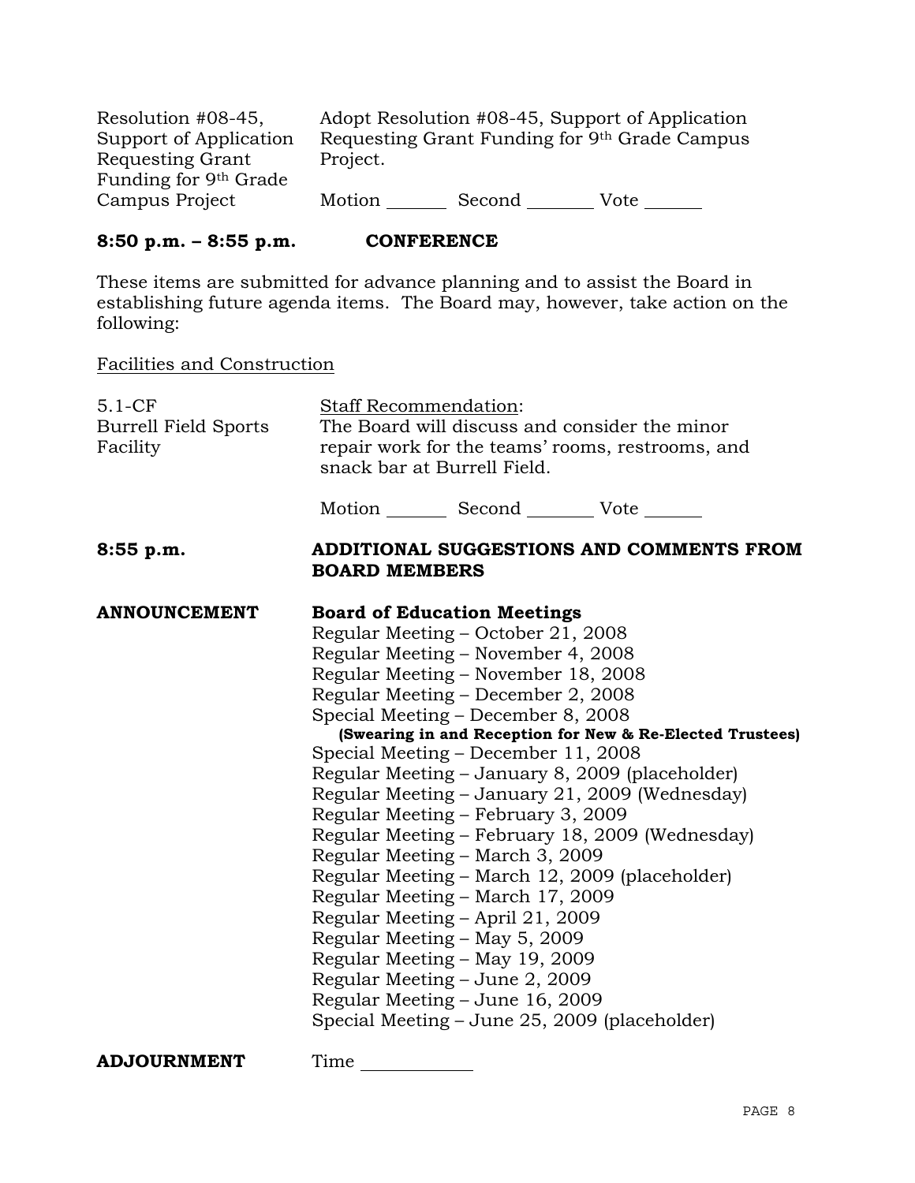| | |
|---|---|
| Resolution #08-45, Support of Application Requesting Grant Funding for 9th Grade Campus Project | Adopt Resolution #08-45, Support of Application Requesting Grant Funding for 9th Grade Campus Project.<br><br>Motion _______ Second ________ Vote _______ |

**8:50 p.m. – 8:55 p.m.** **CONFERENCE**

These items are submitted for advance planning and to assist the Board in establishing future agenda items. The Board may, however, take action on the following:

Facilities and Construction

| | |
|---|---|
| 5.1-CF<br>Burrell Field Sports Facility | Staff Recommendation:<br>The Board will discuss and consider the minor repair work for the teams' rooms, restrooms, and snack bar at Burrell Field.<br><br>Motion _______ Second ________ Vote _______ |

**8:55 p.m.** **ADDITIONAL SUGGESTIONS AND COMMENTS FROM BOARD MEMBERS**

**ANNOUNCEMENT** **Board of Education Meetings**

Regular Meeting – October 21, 2008
Regular Meeting – November 4, 2008
Regular Meeting – November 18, 2008
Regular Meeting – December 2, 2008
Special Meeting – December 8, 2008
**(Swearing in and Reception for New & Re-Elected Trustees)**
Special Meeting – December 11, 2008
Regular Meeting – January 8, 2009 (placeholder)
Regular Meeting – January 21, 2009 (Wednesday)
Regular Meeting – February 3, 2009
Regular Meeting – February 18, 2009 (Wednesday)
Regular Meeting – March 3, 2009
Regular Meeting – March 12, 2009 (placeholder)
Regular Meeting – March 17, 2009
Regular Meeting – April 21, 2009
Regular Meeting – May 5, 2009
Regular Meeting – May 19, 2009
Regular Meeting – June 2, 2009
Regular Meeting – June 16, 2009
Special Meeting – June 25, 2009 (placeholder)

**ADJOURNMENT** Time ____________